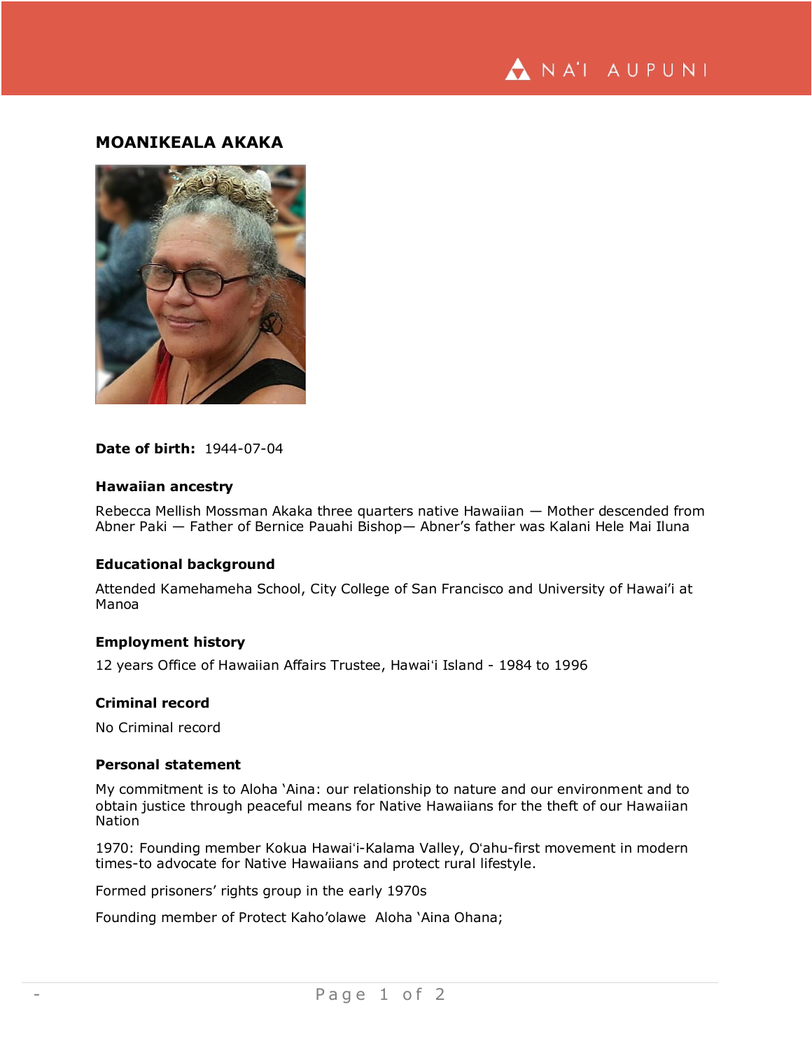# MOANIKEALA AKAKA

**Date of birth:** 1944-07-04

### Hawaiian ancestry

Rebecca Mellish Mossman Akaka three quarters native Hawaiian — Mother descended from Abner Paki — Father of Bernice Pauahi Bishop— Abner’s father was Kalani Hele Mai Iluna

### Educational background

Attended Kamehameha School, City College of San Francisco and University of Hawai’i at Manoa

### Employment history

12 years Office of Hawaiian Affairs Trustee, Hawaiʻi Island - 1984 to 1996

### Criminal record

No Criminal record

### Personal statement

My commitment is to Aloha ‘Aina: our relationship to nature and our environment and to obtain justice through peaceful means for Native Hawaiians for the theft of our Hawaiian Nation

1970: Founding member Kokua Hawaiʻi-Kalama Valley, Oʻahu-first movement in modern times-to advocate for Native Hawaiians and protect rural lifestyle.

Formed prisoners’ rights group in the early 1970s

Founding member of Protect Kaho’olawe Aloha ‘Aina Ohana;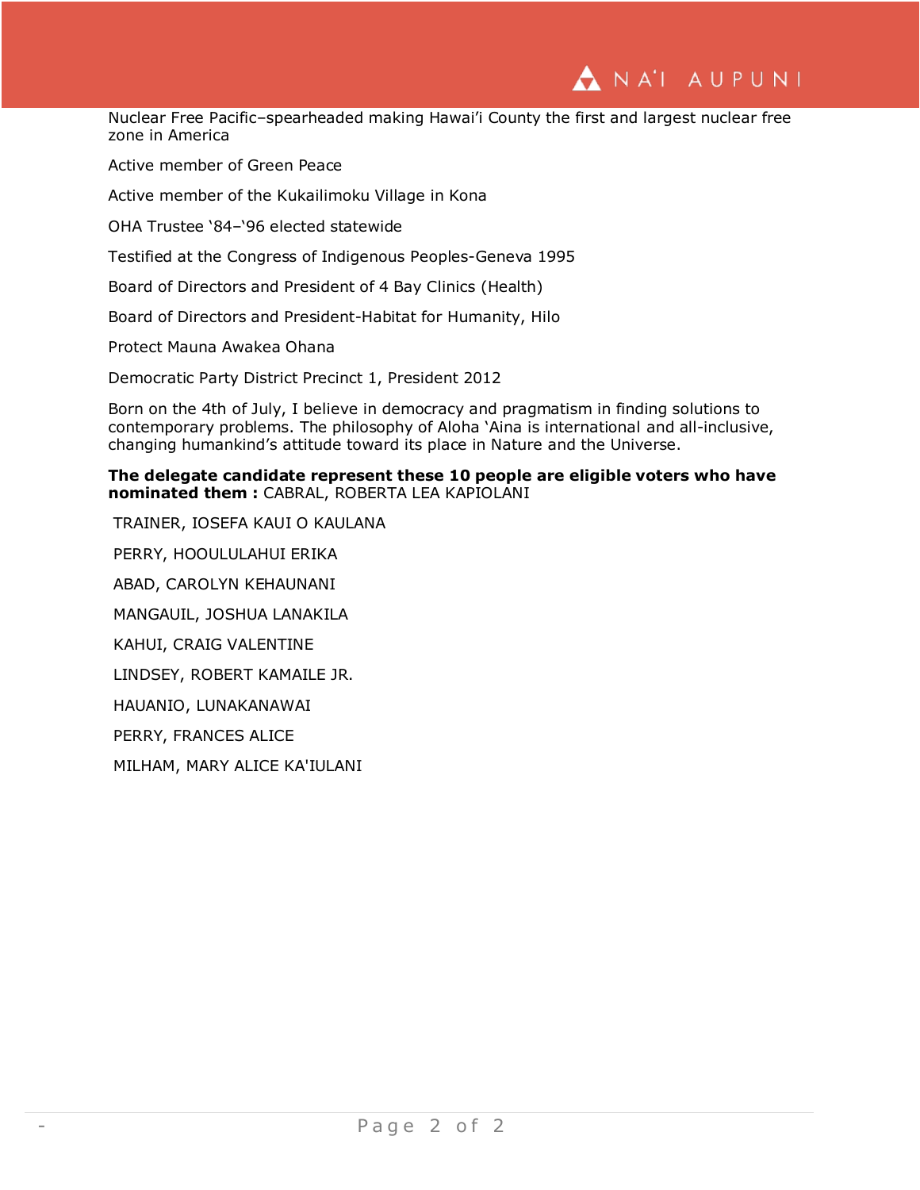Nuclear Free Pacific–spearheaded making Hawai'i County the first and largest nuclear free zone in America

Active member of Green Peace

Active member of the Kukailimoku Village in Kona

OHA Trustee '84–'96 elected statewide

Testified at the Congress of Indigenous Peoples-Geneva 1995

Board of Directors and President of 4 Bay Clinics (Health)

Board of Directors and President-Habitat for Humanity, Hilo

Protect Mauna Awakea Ohana

Democratic Party District Precinct 1, President 2012

Born on the 4th of July, I believe in democracy and pragmatism in finding solutions to contemporary problems. The philosophy of Aloha 'Aina is international and all-inclusive, changing humankind's attitude toward its place in Nature and the Universe.

**The delegate candidate represent these 10 people are eligible voters who have nominated them :** CABRAL, ROBERTA LEA KAPIOLANI

TRAINER, IOSEFA KAUI O KAULANA

PERRY, HOOULULAHUI ERIKA

ABAD, CAROLYN KEHAUNANI

MANGAUIL, JOSHUA LANAKILA

KAHUI, CRAIG VALENTINE

LINDSEY, ROBERT KAMAILE JR.

HAUANIO, LUNAKANAWAI

PERRY, FRANCES ALICE

MILHAM, MARY ALICE KA'IULANI